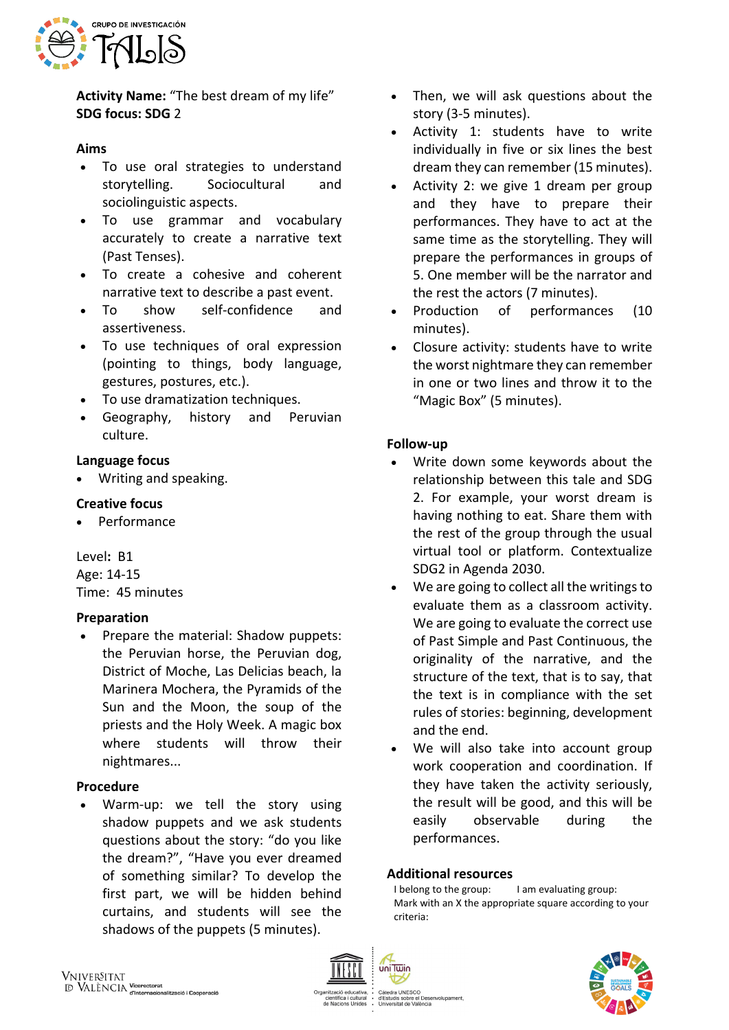**Activity Name:** "The best dream of my life"
**SDG focus: SDG** 2

**Aims**

- To use oral strategies to understand storytelling. Sociocultural and sociolinguistic aspects.
- To use grammar and vocabulary accurately to create a narrative text (Past Tenses).
- To create a cohesive and coherent narrative text to describe a past event.
- To show self-confidence and assertiveness.
- To use techniques of oral expression (pointing to things, body language, gestures, postures, etc.).
- To use dramatization techniques.
- Geography, history and Peruvian culture.

**Language focus**

- Writing and speaking.

**Creative focus**

- Performance

Level**:** B1
Age: 14-15
Time: 45 minutes

**Preparation**

- Prepare the material: Shadow puppets: the Peruvian horse, the Peruvian dog, District of Moche, Las Delicias beach, la Marinera Mochera, the Pyramids of the Sun and the Moon, the soup of the priests and the Holy Week. A magic box where students will throw their nightmares...

**Procedure**

- Warm-up: we tell the story using shadow puppets and we ask students questions about the story: "do you like the dream?", "Have you ever dreamed of something similar? To develop the first part, we will be hidden behind curtains, and students will see the shadows of the puppets (5 minutes).
- Then, we will ask questions about the story (3-5 minutes).
- Activity 1: students have to write individually in five or six lines the best dream they can remember (15 minutes).
- Activity 2: we give 1 dream per group and they have to prepare their performances. They have to act at the same time as the storytelling. They will prepare the performances in groups of 5. One member will be the narrator and the rest the actors (7 minutes).
- Production of performances (10 minutes).
- Closure activity: students have to write the worst nightmare they can remember in one or two lines and throw it to the "Magic Box" (5 minutes).

**Follow-up**

- Write down some keywords about the relationship between this tale and SDG 2. For example, your worst dream is having nothing to eat. Share them with the rest of the group through the usual virtual tool or platform. Contextualize SDG2 in Agenda 2030.
- We are going to collect all the writings to evaluate them as a classroom activity. We are going to evaluate the correct use of Past Simple and Past Continuous, the originality of the narrative, and the structure of the text, that is to say, that the text is in compliance with the set rules of stories: beginning, development and the end.
- We will also take into account group work cooperation and coordination. If they have taken the activity seriously, the result will be good, and this will be easily observable during the performances.

**Additional resources**

I belong to the group: I am evaluating group:
Mark with an X the appropriate square according to your criteria: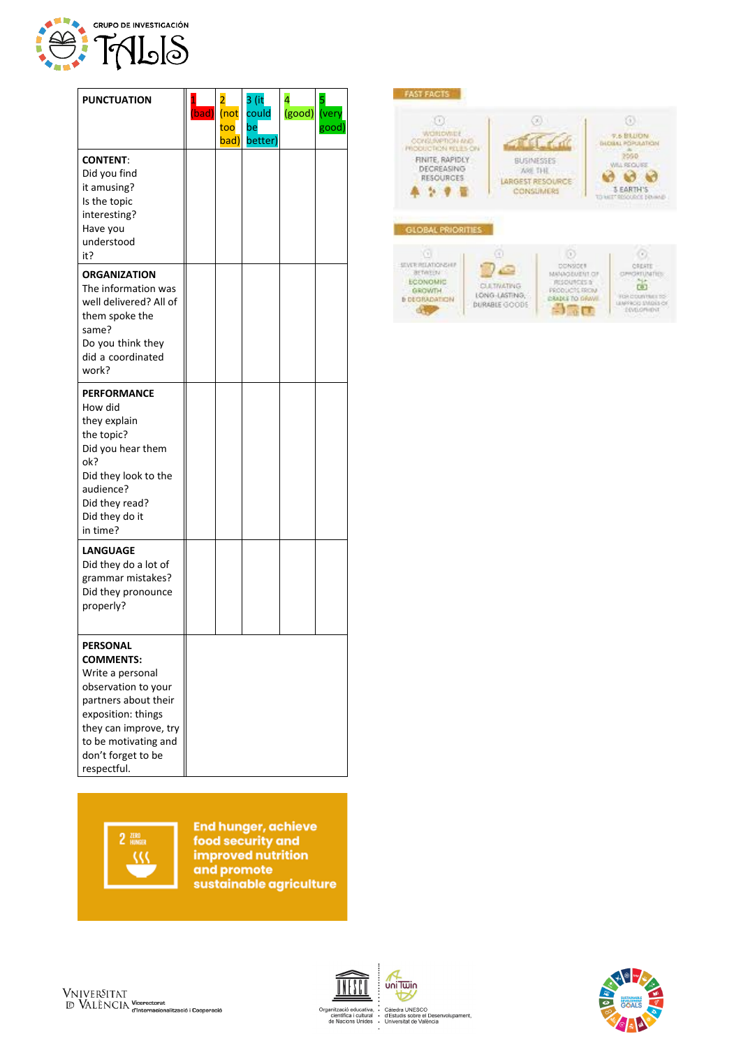GRUPO DE INVESTIGACIÓN TALIS

| PUNCTUATION | 1 (bad) | 2 (not too bad) | 3 (it could be better) | 4 (good) | 5 (very good) |
|---|---|---|---|---|---|
| **CONTENT**: Did you find it amusing? Is the topic interesting? Have you understood it? | | | | | |
| **ORGANIZATION** The information was well delivered? All of them spoke the same? Do you think they did a coordinated work? | | | | | |
| **PERFORMANCE** How did they explain the topic? Did you hear them ok? Did they look to the audience? Did they read? Did they do it in time? | | | | | |
| **LANGUAGE** Did they do a lot of grammar mistakes? Did they pronounce properly? | | | | | |
| **PERSONAL COMMENTS:** Write a personal observation to your partners about their exposition: things they can improve, try to be motivating and don't forget to be respectful. | | | | | |

FAST FACTS

WORLDWIDE CONSUMPTION AND PRODUCTION RELIES ON FINITE, RAPIDLY DECREASING RESOURCES

BUSINESSES ARE THE LARGEST RESOURCE CONSUMERS

9.6 BILLION GLOBAL POPULATION 2050 WILL REQUIRE 3 EARTH'S TO MEET RESOURCE DEMAND

GLOBAL PRIORITIES

SEVER RELATIONSHIP BETWEEN ECONOMIC GROWTH & DEGRADATION

CULTIVATING LONG-LASTING, DURABLE GOODS

CONSIDER MANAGEMENT OF RESOURCES & PRODUCTS FROM CRADLE TO GRAVE

CREATE OPPORTUNITIES FOR COUNTRIES TO LEAPFROG STAGES OF DEVELOPMENT

2 ZERO HUNGER

**End hunger, achieve food security and improved nutrition and promote sustainable agriculture**

VNIVERSITAT DE VALÈNCIA Vicerectorat d'Internacionalització i Cooperació

Organització educativa, científica i cultural de Nacions Unides · Càtedra UNESCO d'Estudis sobre el Desenvolupament, Universitat de València

SUSTAINABLE DEVELOPMENT GOALS